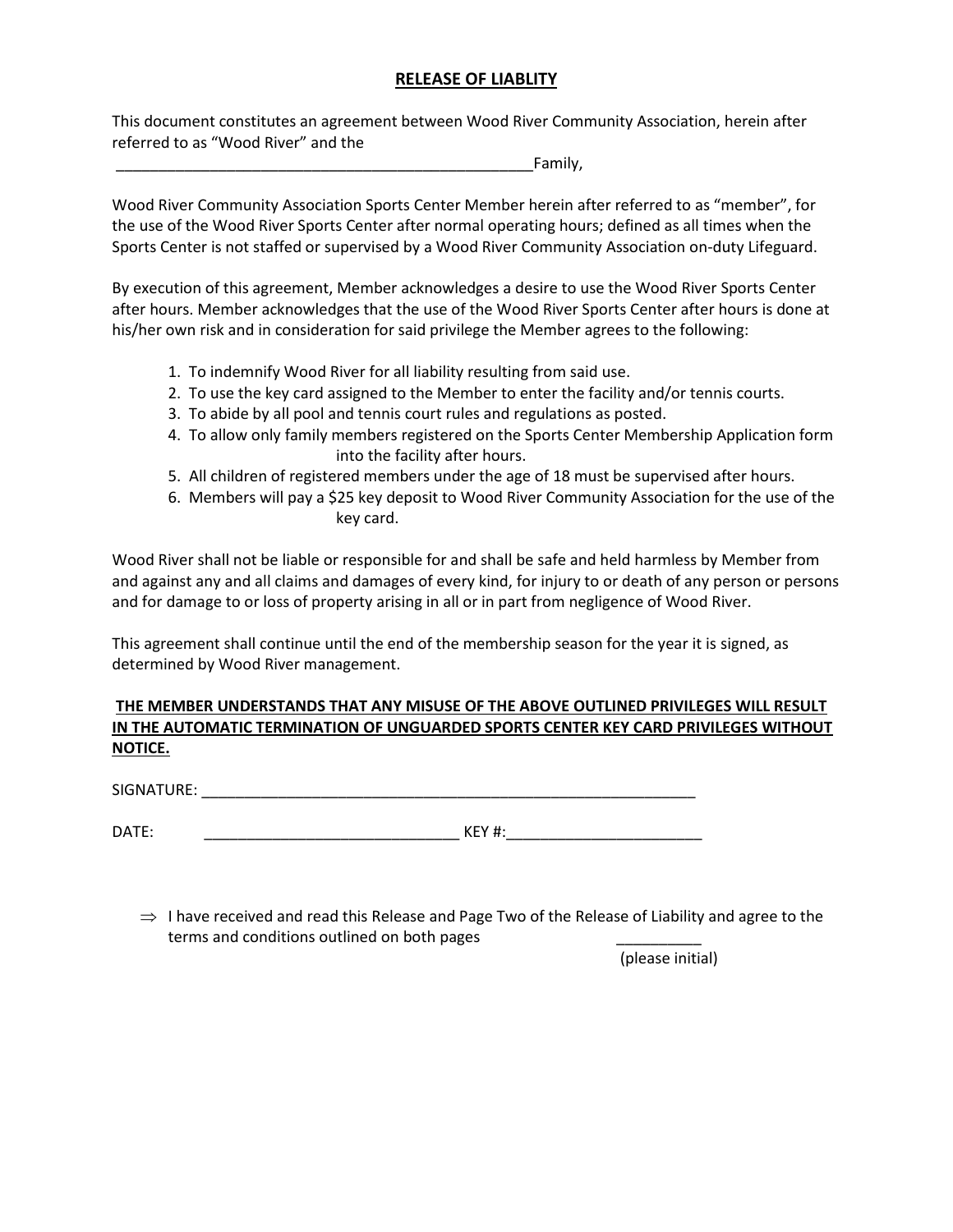# RELEASE OF LIABLITY

This document constitutes an agreement between Wood River Community Association, herein after referred to as "Wood River" and the

___________________________________________________Family,

Wood River Community Association Sports Center Member herein after referred to as "member", for the use of the Wood River Sports Center after normal operating hours; defined as all times when the Sports Center is not staffed or supervised by a Wood River Community Association on-duty Lifeguard.

By execution of this agreement, Member acknowledges a desire to use the Wood River Sports Center after hours. Member acknowledges that the use of the Wood River Sports Center after hours is done at his/her own risk and in consideration for said privilege the Member agrees to the following:

1. To indemnify Wood River for all liability resulting from said use.
2. To use the key card assigned to the Member to enter the facility and/or tennis courts.
3. To abide by all pool and tennis court rules and regulations as posted.
4. To allow only family members registered on the Sports Center Membership Application form into the facility after hours.
5. All children of registered members under the age of 18 must be supervised after hours.
6. Members will pay a $25 key deposit to Wood River Community Association for the use of the key card.

Wood River shall not be liable or responsible for and shall be safe and held harmless by Member from and against any and all claims and damages of every kind, for injury to or death of any person or persons and for damage to or loss of property arising in all or in part from negligence of Wood River.

This agreement shall continue until the end of the membership season for the year it is signed, as determined by Wood River management.

**THE MEMBER UNDERSTANDS THAT ANY MISUSE OF THE ABOVE OUTLINED PRIVILEGES WILL RESULT IN THE AUTOMATIC TERMINATION OF UNGUARDED SPORTS CENTER KEY CARD PRIVILEGES WITHOUT NOTICE.**

SIGNATURE: ____________________________________________________________

DATE: ______________________________ KEY #:_______________________

⇒ I have received and read this Release and Page Two of the Release of Liability and agree to the terms and conditions outlined on both pages __________ (please initial)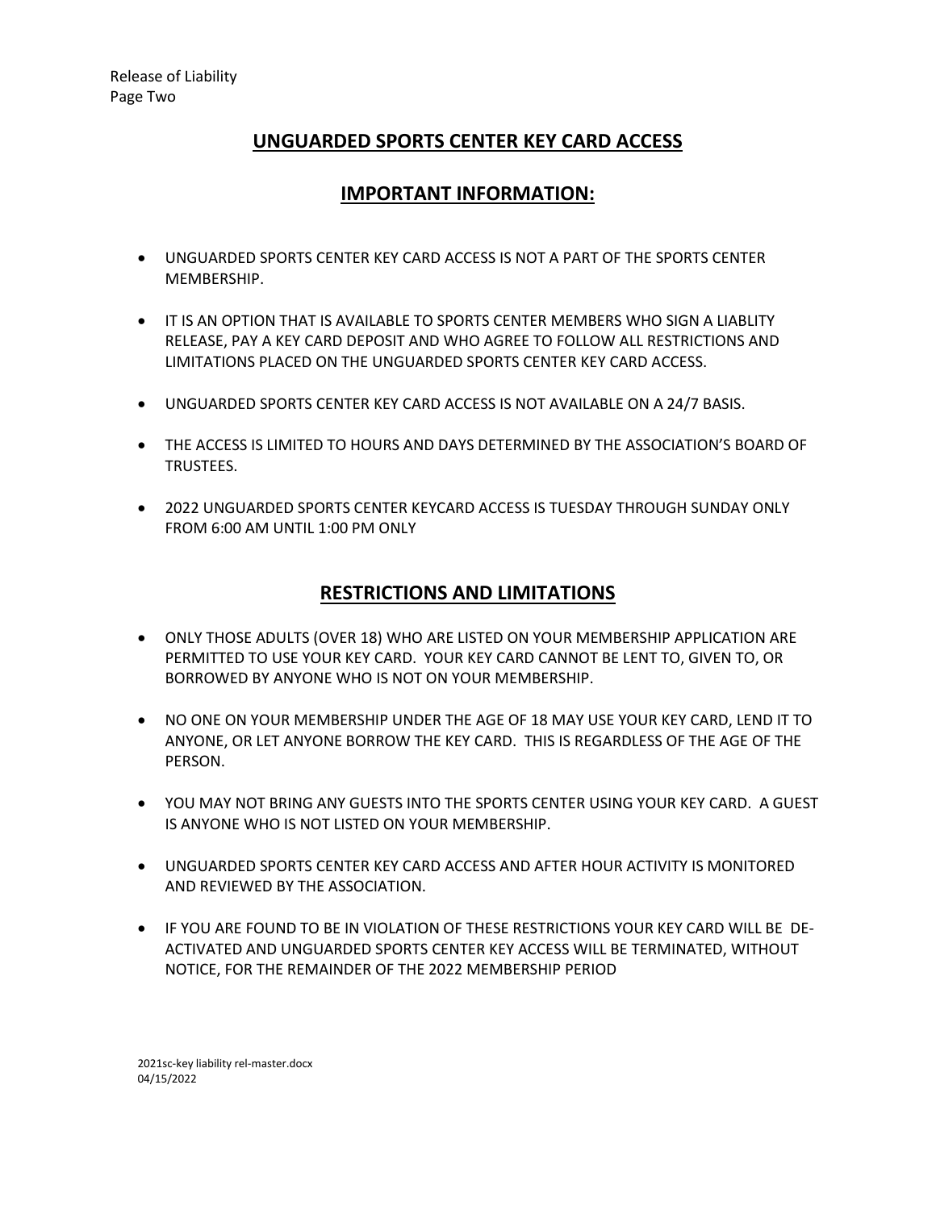Release of Liability
Page Two

## UNGUARDED SPORTS CENTER KEY CARD ACCESS

## IMPORTANT INFORMATION:

- UNGUARDED SPORTS CENTER KEY CARD ACCESS IS NOT A PART OF THE SPORTS CENTER MEMBERSHIP.
- IT IS AN OPTION THAT IS AVAILABLE TO SPORTS CENTER MEMBERS WHO SIGN A LIABLITY RELEASE, PAY A KEY CARD DEPOSIT AND WHO AGREE TO FOLLOW ALL RESTRICTIONS AND LIMITATIONS PLACED ON THE UNGUARDED SPORTS CENTER KEY CARD ACCESS.
- UNGUARDED SPORTS CENTER KEY CARD ACCESS IS NOT AVAILABLE ON A 24/7 BASIS.
- THE ACCESS IS LIMITED TO HOURS AND DAYS DETERMINED BY THE ASSOCIATION'S BOARD OF TRUSTEES.
- 2022 UNGUARDED SPORTS CENTER KEYCARD ACCESS IS TUESDAY THROUGH SUNDAY ONLY FROM 6:00 AM UNTIL 1:00 PM ONLY

## RESTRICTIONS AND LIMITATIONS

- ONLY THOSE ADULTS (OVER 18) WHO ARE LISTED ON YOUR MEMBERSHIP APPLICATION ARE PERMITTED TO USE YOUR KEY CARD. YOUR KEY CARD CANNOT BE LENT TO, GIVEN TO, OR BORROWED BY ANYONE WHO IS NOT ON YOUR MEMBERSHIP.
- NO ONE ON YOUR MEMBERSHIP UNDER THE AGE OF 18 MAY USE YOUR KEY CARD, LEND IT TO ANYONE, OR LET ANYONE BORROW THE KEY CARD. THIS IS REGARDLESS OF THE AGE OF THE PERSON.
- YOU MAY NOT BRING ANY GUESTS INTO THE SPORTS CENTER USING YOUR KEY CARD. A GUEST IS ANYONE WHO IS NOT LISTED ON YOUR MEMBERSHIP.
- UNGUARDED SPORTS CENTER KEY CARD ACCESS AND AFTER HOUR ACTIVITY IS MONITORED AND REVIEWED BY THE ASSOCIATION.
- IF YOU ARE FOUND TO BE IN VIOLATION OF THESE RESTRICTIONS YOUR KEY CARD WILL BE DE-ACTIVATED AND UNGUARDED SPORTS CENTER KEY ACCESS WILL BE TERMINATED, WITHOUT NOTICE, FOR THE REMAINDER OF THE 2022 MEMBERSHIP PERIOD

2021sc-key liability rel-master.docx
04/15/2022